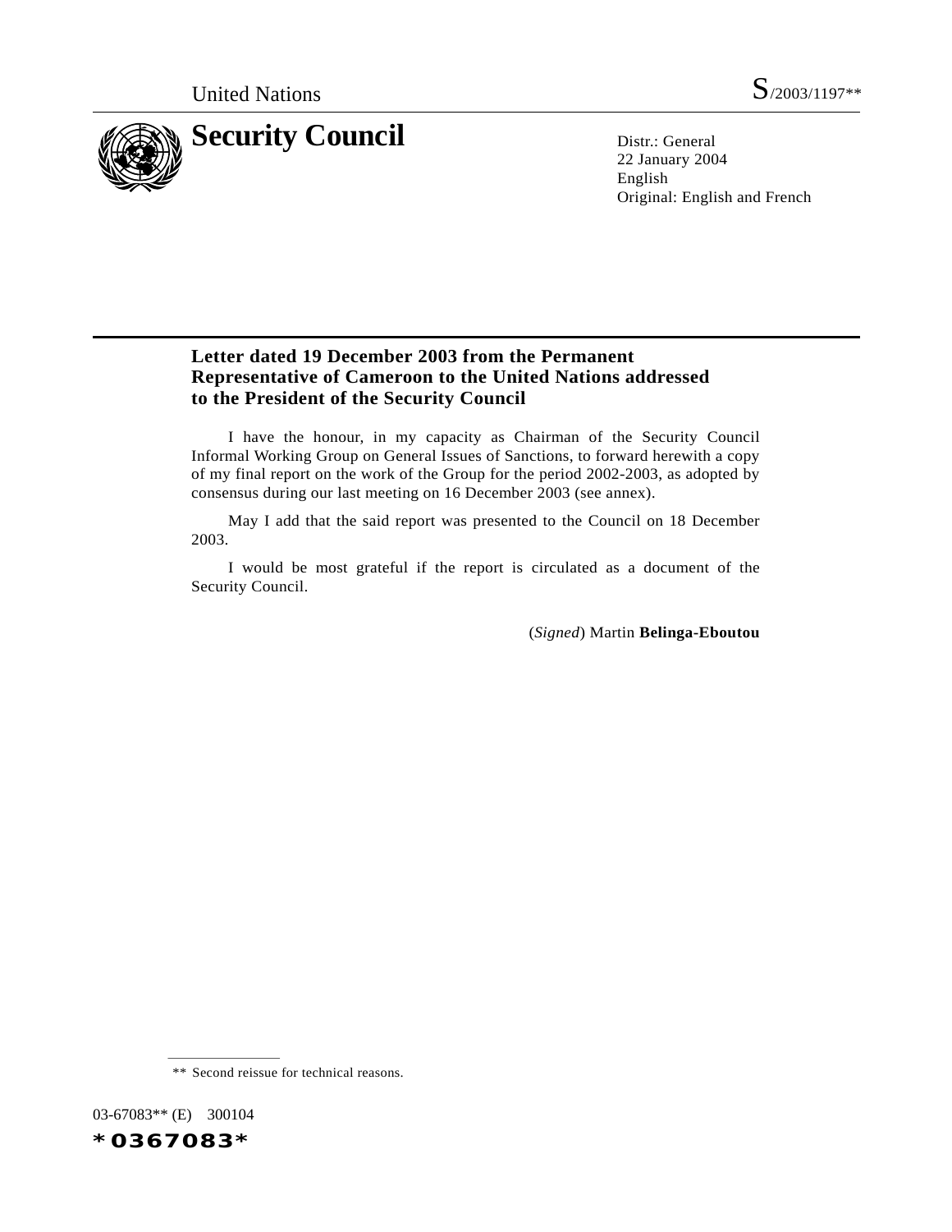United Nations S/2003/1197**

# Security Council

Distr.: General
22 January 2004
English
Original: English and French

## Letter dated 19 December 2003 from the Permanent Representative of Cameroon to the United Nations addressed to the President of the Security Council

I have the honour, in my capacity as Chairman of the Security Council Informal Working Group on General Issues of Sanctions, to forward herewith a copy of my final report on the work of the Group for the period 2002-2003, as adopted by consensus during our last meeting on 16 December 2003 (see annex).

May I add that the said report was presented to the Council on 18 December 2003.

I would be most grateful if the report is circulated as a document of the Security Council.

(*Signed*) Martin **Belinga-Eboutou**

** Second reissue for technical reasons.

03-67083** (E) 300104

*0367083*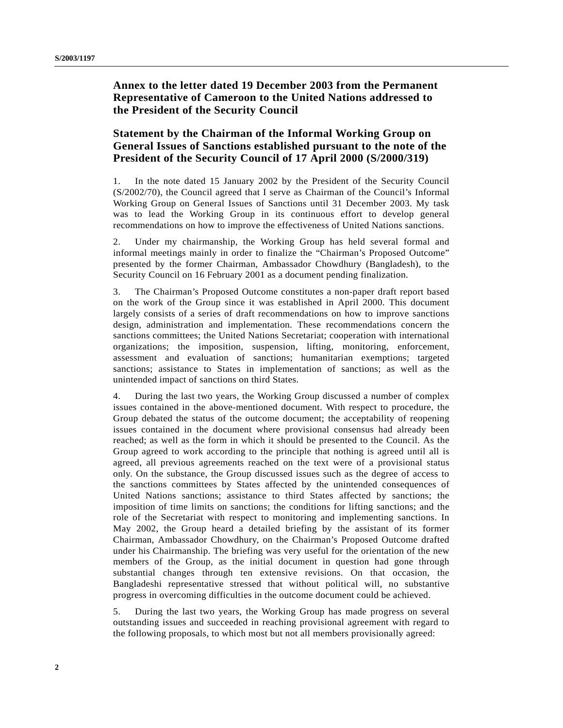## Annex to the letter dated 19 December 2003 from the Permanent Representative of Cameroon to the United Nations addressed to the President of the Security Council

## Statement by the Chairman of the Informal Working Group on General Issues of Sanctions established pursuant to the note of the President of the Security Council of 17 April 2000 (S/2000/319)

1. In the note dated 15 January 2002 by the President of the Security Council (S/2002/70), the Council agreed that I serve as Chairman of the Council's Informal Working Group on General Issues of Sanctions until 31 December 2003. My task was to lead the Working Group in its continuous effort to develop general recommendations on how to improve the effectiveness of United Nations sanctions.

2. Under my chairmanship, the Working Group has held several formal and informal meetings mainly in order to finalize the "Chairman's Proposed Outcome" presented by the former Chairman, Ambassador Chowdhury (Bangladesh), to the Security Council on 16 February 2001 as a document pending finalization.

3. The Chairman's Proposed Outcome constitutes a non-paper draft report based on the work of the Group since it was established in April 2000. This document largely consists of a series of draft recommendations on how to improve sanctions design, administration and implementation. These recommendations concern the sanctions committees; the United Nations Secretariat; cooperation with international organizations; the imposition, suspension, lifting, monitoring, enforcement, assessment and evaluation of sanctions; humanitarian exemptions; targeted sanctions; assistance to States in implementation of sanctions; as well as the unintended impact of sanctions on third States.

4. During the last two years, the Working Group discussed a number of complex issues contained in the above-mentioned document. With respect to procedure, the Group debated the status of the outcome document; the acceptability of reopening issues contained in the document where provisional consensus had already been reached; as well as the form in which it should be presented to the Council. As the Group agreed to work according to the principle that nothing is agreed until all is agreed, all previous agreements reached on the text were of a provisional status only. On the substance, the Group discussed issues such as the degree of access to the sanctions committees by States affected by the unintended consequences of United Nations sanctions; assistance to third States affected by sanctions; the imposition of time limits on sanctions; the conditions for lifting sanctions; and the role of the Secretariat with respect to monitoring and implementing sanctions. In May 2002, the Group heard a detailed briefing by the assistant of its former Chairman, Ambassador Chowdhury, on the Chairman's Proposed Outcome drafted under his Chairmanship. The briefing was very useful for the orientation of the new members of the Group, as the initial document in question had gone through substantial changes through ten extensive revisions. On that occasion, the Bangladeshi representative stressed that without political will, no substantive progress in overcoming difficulties in the outcome document could be achieved.

5. During the last two years, the Working Group has made progress on several outstanding issues and succeeded in reaching provisional agreement with regard to the following proposals, to which most but not all members provisionally agreed: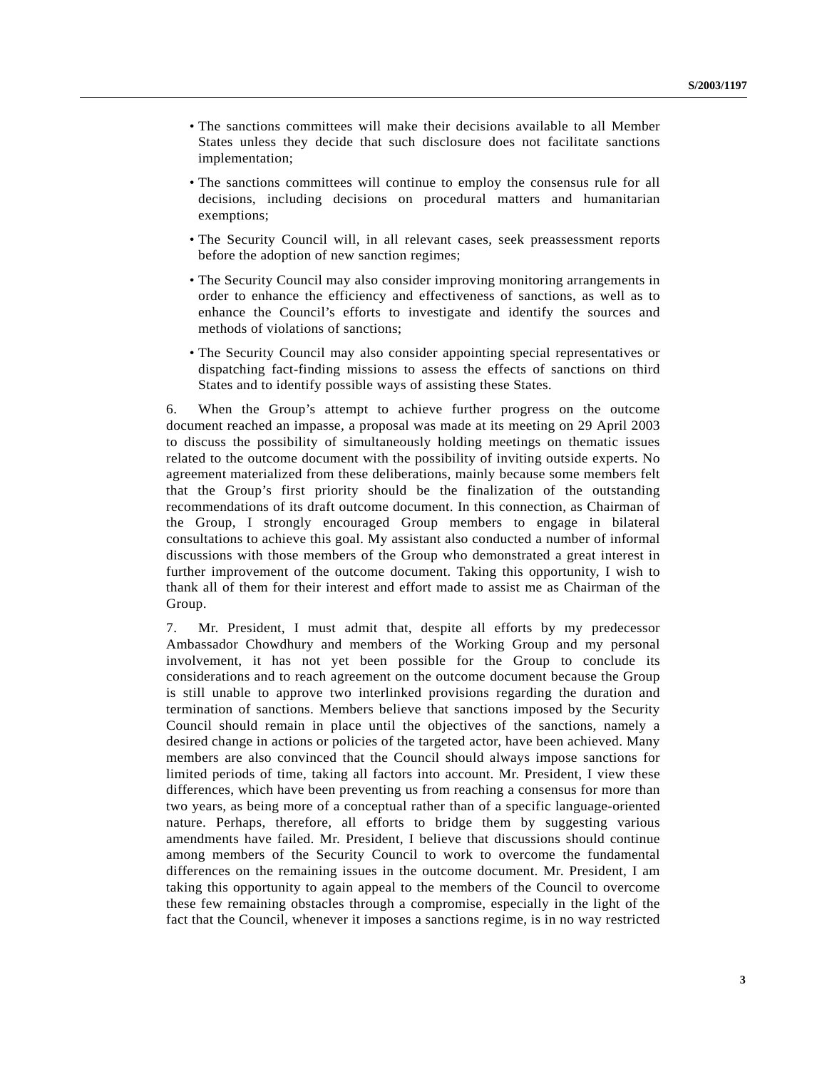- The sanctions committees will make their decisions available to all Member States unless they decide that such disclosure does not facilitate sanctions implementation;

- The sanctions committees will continue to employ the consensus rule for all decisions, including decisions on procedural matters and humanitarian exemptions;

- The Security Council will, in all relevant cases, seek preassessment reports before the adoption of new sanction regimes;

- The Security Council may also consider improving monitoring arrangements in order to enhance the efficiency and effectiveness of sanctions, as well as to enhance the Council's efforts to investigate and identify the sources and methods of violations of sanctions;

- The Security Council may also consider appointing special representatives or dispatching fact-finding missions to assess the effects of sanctions on third States and to identify possible ways of assisting these States.

6. When the Group's attempt to achieve further progress on the outcome document reached an impasse, a proposal was made at its meeting on 29 April 2003 to discuss the possibility of simultaneously holding meetings on thematic issues related to the outcome document with the possibility of inviting outside experts. No agreement materialized from these deliberations, mainly because some members felt that the Group's first priority should be the finalization of the outstanding recommendations of its draft outcome document. In this connection, as Chairman of the Group, I strongly encouraged Group members to engage in bilateral consultations to achieve this goal. My assistant also conducted a number of informal discussions with those members of the Group who demonstrated a great interest in further improvement of the outcome document. Taking this opportunity, I wish to thank all of them for their interest and effort made to assist me as Chairman of the Group.

7. Mr. President, I must admit that, despite all efforts by my predecessor Ambassador Chowdhury and members of the Working Group and my personal involvement, it has not yet been possible for the Group to conclude its considerations and to reach agreement on the outcome document because the Group is still unable to approve two interlinked provisions regarding the duration and termination of sanctions. Members believe that sanctions imposed by the Security Council should remain in place until the objectives of the sanctions, namely a desired change in actions or policies of the targeted actor, have been achieved. Many members are also convinced that the Council should always impose sanctions for limited periods of time, taking all factors into account. Mr. President, I view these differences, which have been preventing us from reaching a consensus for more than two years, as being more of a conceptual rather than of a specific language-oriented nature. Perhaps, therefore, all efforts to bridge them by suggesting various amendments have failed. Mr. President, I believe that discussions should continue among members of the Security Council to work to overcome the fundamental differences on the remaining issues in the outcome document. Mr. President, I am taking this opportunity to again appeal to the members of the Council to overcome these few remaining obstacles through a compromise, especially in the light of the fact that the Council, whenever it imposes a sanctions regime, is in no way restricted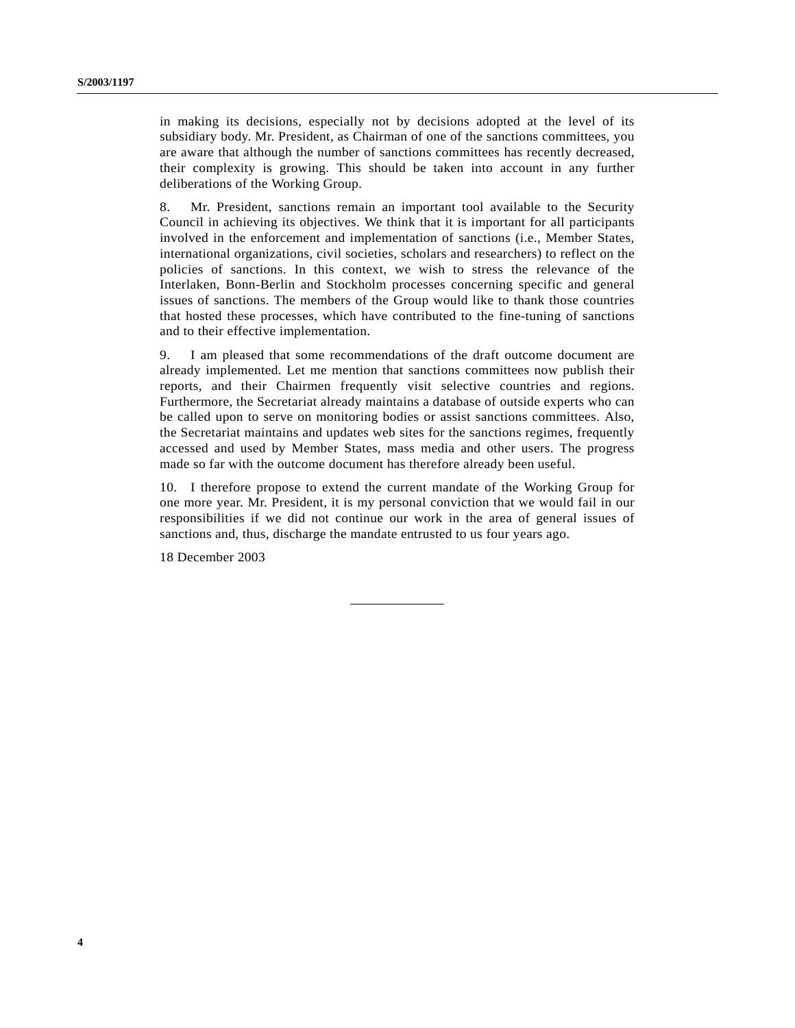in making its decisions, especially not by decisions adopted at the level of its subsidiary body. Mr. President, as Chairman of one of the sanctions committees, you are aware that although the number of sanctions committees has recently decreased, their complexity is growing. This should be taken into account in any further deliberations of the Working Group.

8. Mr. President, sanctions remain an important tool available to the Security Council in achieving its objectives. We think that it is important for all participants involved in the enforcement and implementation of sanctions (i.e., Member States, international organizations, civil societies, scholars and researchers) to reflect on the policies of sanctions. In this context, we wish to stress the relevance of the Interlaken, Bonn-Berlin and Stockholm processes concerning specific and general issues of sanctions. The members of the Group would like to thank those countries that hosted these processes, which have contributed to the fine-tuning of sanctions and to their effective implementation.

9. I am pleased that some recommendations of the draft outcome document are already implemented. Let me mention that sanctions committees now publish their reports, and their Chairmen frequently visit selective countries and regions. Furthermore, the Secretariat already maintains a database of outside experts who can be called upon to serve on monitoring bodies or assist sanctions committees. Also, the Secretariat maintains and updates web sites for the sanctions regimes, frequently accessed and used by Member States, mass media and other users. The progress made so far with the outcome document has therefore already been useful.

10. I therefore propose to extend the current mandate of the Working Group for one more year. Mr. President, it is my personal conviction that we would fail in our responsibilities if we did not continue our work in the area of general issues of sanctions and, thus, discharge the mandate entrusted to us four years ago.

18 December 2003